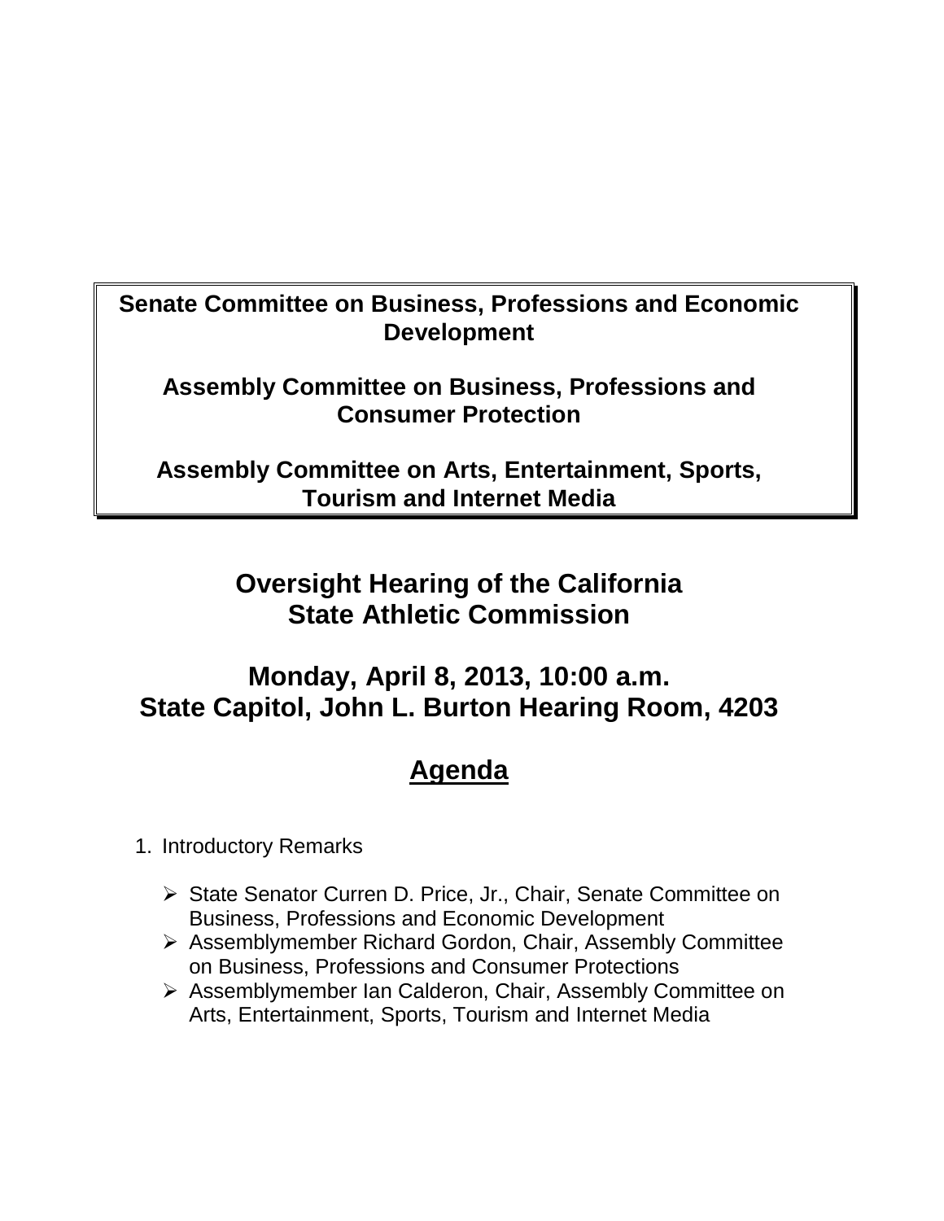**Senate Committee on Business, Professions and Economic Development**

**Assembly Committee on Business, Professions and Consumer Protection**

**Assembly Committee on Arts, Entertainment, Sports, Tourism and Internet Media**

# Oversight Hearing of the California State Athletic Commission

## Monday, April 8, 2013, 10:00 a.m.
## State Capitol, John L. Burton Hearing Room, 4203

## Agenda

1. Introductory Remarks

   - State Senator Curren D. Price, Jr., Chair, Senate Committee on Business, Professions and Economic Development
   - Assemblymember Richard Gordon, Chair, Assembly Committee on Business, Professions and Consumer Protections
   - Assemblymember Ian Calderon, Chair, Assembly Committee on Arts, Entertainment, Sports, Tourism and Internet Media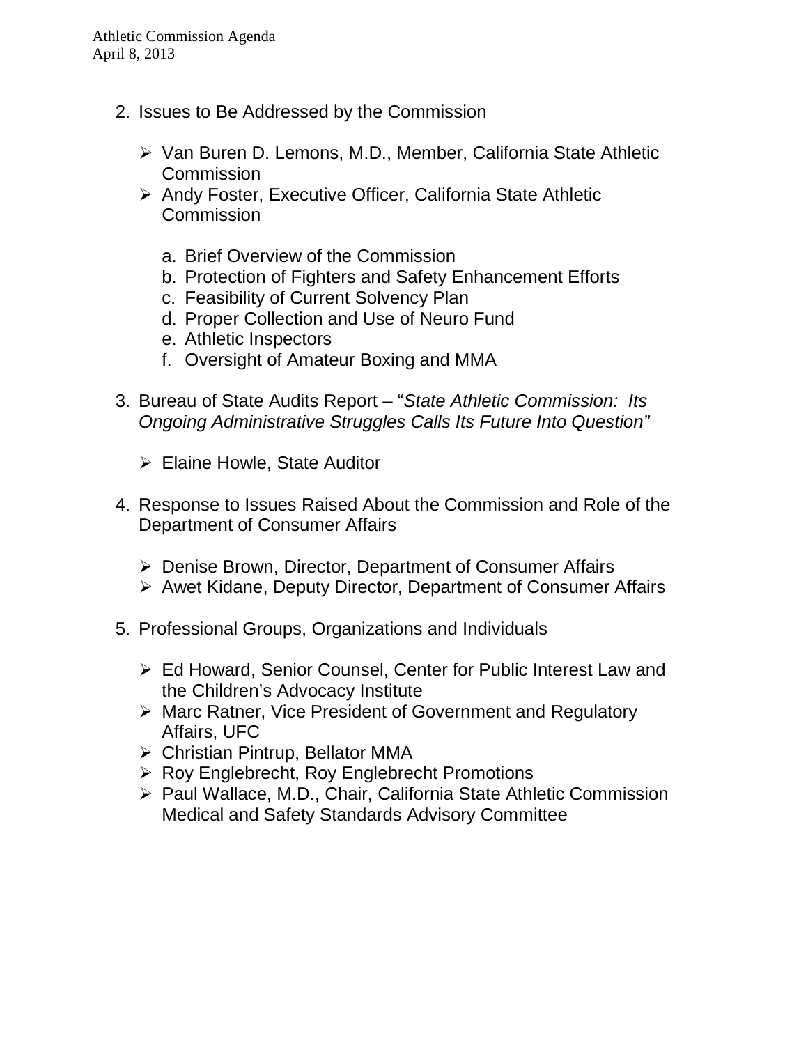2. Issues to Be Addressed by the Commission

   - Van Buren D. Lemons, M.D., Member, California State Athletic Commission
   - Andy Foster, Executive Officer, California State Athletic Commission

   a. Brief Overview of the Commission
   b. Protection of Fighters and Safety Enhancement Efforts
   c. Feasibility of Current Solvency Plan
   d. Proper Collection and Use of Neuro Fund
   e. Athletic Inspectors
   f. Oversight of Amateur Boxing and MMA

3. Bureau of State Audits Report – "*State Athletic Commission: Its Ongoing Administrative Struggles Calls Its Future Into Question"*

   - Elaine Howle, State Auditor

4. Response to Issues Raised About the Commission and Role of the Department of Consumer Affairs

   - Denise Brown, Director, Department of Consumer Affairs
   - Awet Kidane, Deputy Director, Department of Consumer Affairs

5. Professional Groups, Organizations and Individuals

   - Ed Howard, Senior Counsel, Center for Public Interest Law and the Children's Advocacy Institute
   - Marc Ratner, Vice President of Government and Regulatory Affairs, UFC
   - Christian Pintrup, Bellator MMA
   - Roy Englebrecht, Roy Englebrecht Promotions
   - Paul Wallace, M.D., Chair, California State Athletic Commission Medical and Safety Standards Advisory Committee